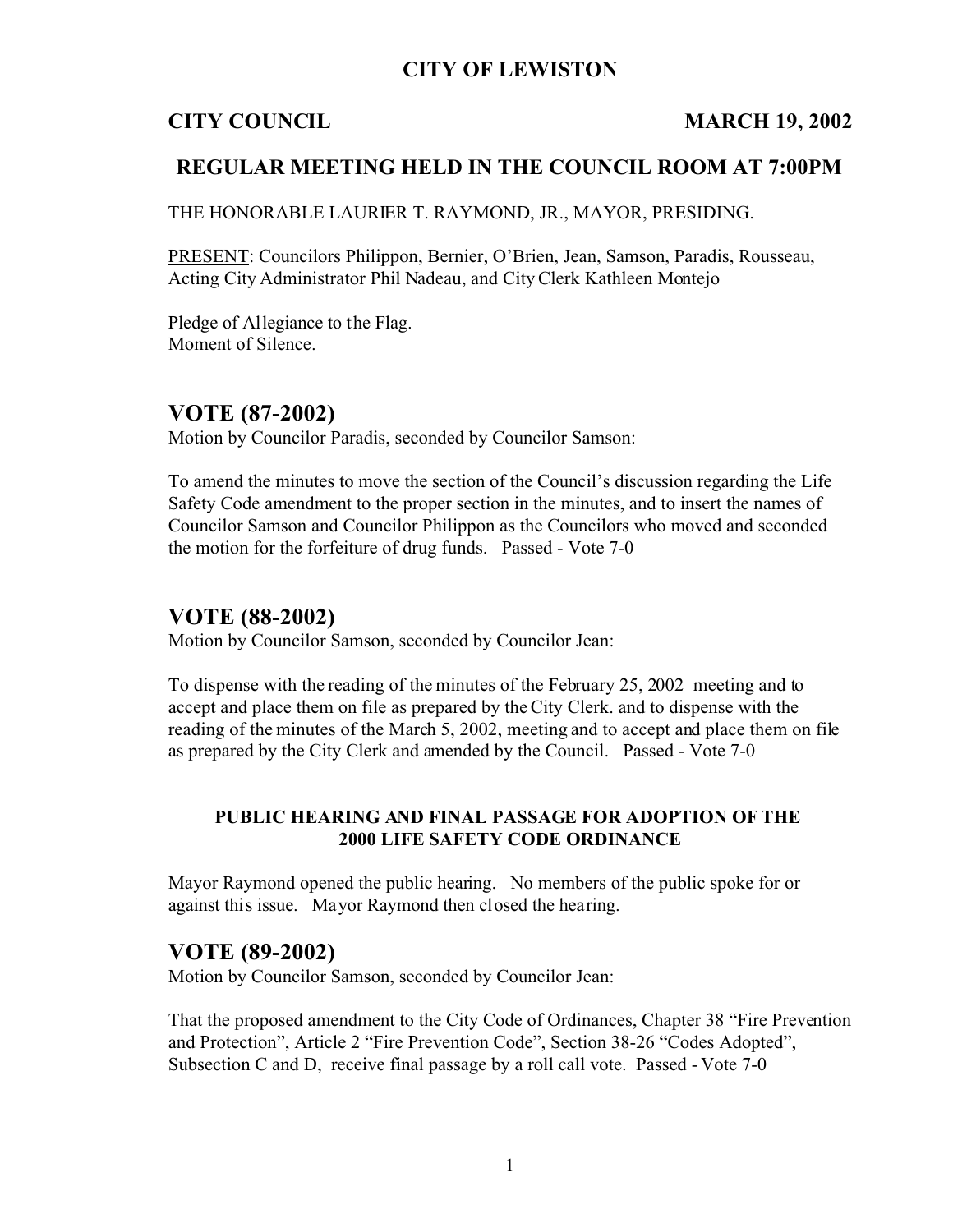# CITY OF LEWISTON

**CITY COUNCIL** **MARCH 19, 2002**

## REGULAR MEETING HELD IN THE COUNCIL ROOM AT 7:00PM

THE HONORABLE LAURIER T. RAYMOND, JR., MAYOR, PRESIDING.

PRESENT: Councilors Philippon, Bernier, O'Brien, Jean, Samson, Paradis, Rousseau, Acting City Administrator Phil Nadeau, and City Clerk Kathleen Montejo

Pledge of Allegiance to the Flag.
Moment of Silence.

## VOTE (87-2002)

Motion by Councilor Paradis, seconded by Councilor Samson:

To amend the minutes to move the section of the Council's discussion regarding the Life Safety Code amendment to the proper section in the minutes, and to insert the names of Councilor Samson and Councilor Philippon as the Councilors who moved and seconded the motion for the forfeiture of drug funds. Passed - Vote 7-0

## VOTE (88-2002)

Motion by Councilor Samson, seconded by Councilor Jean:

To dispense with the reading of the minutes of the February 25, 2002 meeting and to accept and place them on file as prepared by the City Clerk. and to dispense with the reading of the minutes of the March 5, 2002, meeting and to accept and place them on file as prepared by the City Clerk and amended by the Council. Passed - Vote 7-0

### PUBLIC HEARING AND FINAL PASSAGE FOR ADOPTION OF THE 2000 LIFE SAFETY CODE ORDINANCE

Mayor Raymond opened the public hearing. No members of the public spoke for or against this issue. Mayor Raymond then closed the hearing.

## VOTE (89-2002)

Motion by Councilor Samson, seconded by Councilor Jean:

That the proposed amendment to the City Code of Ordinances, Chapter 38 "Fire Prevention and Protection", Article 2 "Fire Prevention Code", Section 38-26 "Codes Adopted", Subsection C and D, receive final passage by a roll call vote. Passed - Vote 7-0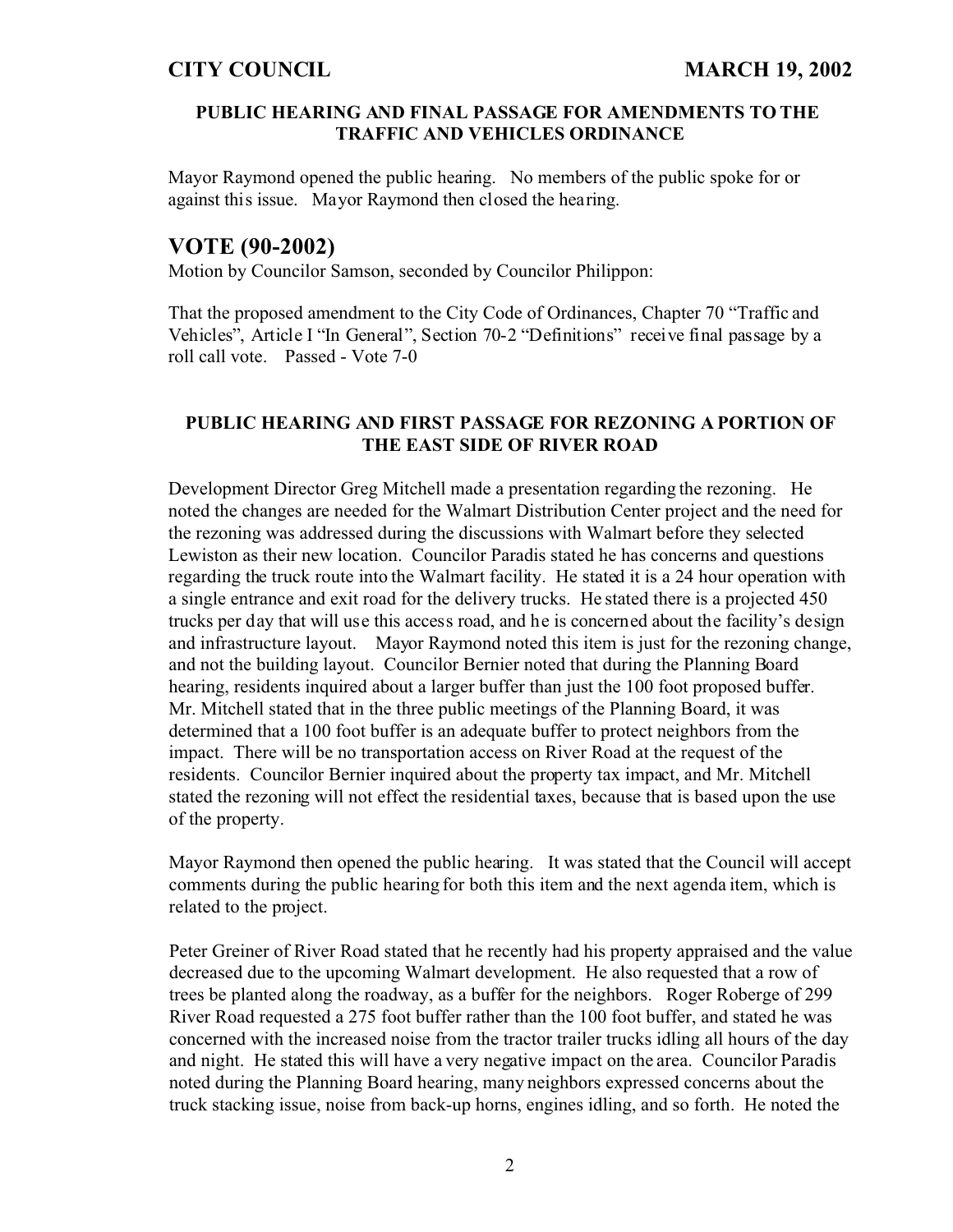### PUBLIC HEARING AND FINAL PASSAGE FOR AMENDMENTS TO THE TRAFFIC AND VEHICLES ORDINANCE

Mayor Raymond opened the public hearing. No members of the public spoke for or against this issue. Mayor Raymond then closed the hearing.

## VOTE (90-2002)

Motion by Councilor Samson, seconded by Councilor Philippon:

That the proposed amendment to the City Code of Ordinances, Chapter 70 "Traffic and Vehicles", Article I "In General", Section 70-2 "Definitions" receive final passage by a roll call vote. Passed - Vote 7-0

### PUBLIC HEARING AND FIRST PASSAGE FOR REZONING A PORTION OF THE EAST SIDE OF RIVER ROAD

Development Director Greg Mitchell made a presentation regarding the rezoning. He noted the changes are needed for the Walmart Distribution Center project and the need for the rezoning was addressed during the discussions with Walmart before they selected Lewiston as their new location. Councilor Paradis stated he has concerns and questions regarding the truck route into the Walmart facility. He stated it is a 24 hour operation with a single entrance and exit road for the delivery trucks. He stated there is a projected 450 trucks per day that will use this access road, and he is concerned about the facility's design and infrastructure layout. Mayor Raymond noted this item is just for the rezoning change, and not the building layout. Councilor Bernier noted that during the Planning Board hearing, residents inquired about a larger buffer than just the 100 foot proposed buffer. Mr. Mitchell stated that in the three public meetings of the Planning Board, it was determined that a 100 foot buffer is an adequate buffer to protect neighbors from the impact. There will be no transportation access on River Road at the request of the residents. Councilor Bernier inquired about the property tax impact, and Mr. Mitchell stated the rezoning will not effect the residential taxes, because that is based upon the use of the property.

Mayor Raymond then opened the public hearing. It was stated that the Council will accept comments during the public hearing for both this item and the next agenda item, which is related to the project.

Peter Greiner of River Road stated that he recently had his property appraised and the value decreased due to the upcoming Walmart development. He also requested that a row of trees be planted along the roadway, as a buffer for the neighbors. Roger Roberge of 299 River Road requested a 275 foot buffer rather than the 100 foot buffer, and stated he was concerned with the increased noise from the tractor trailer trucks idling all hours of the day and night. He stated this will have a very negative impact on the area. Councilor Paradis noted during the Planning Board hearing, many neighbors expressed concerns about the truck stacking issue, noise from back-up horns, engines idling, and so forth. He noted the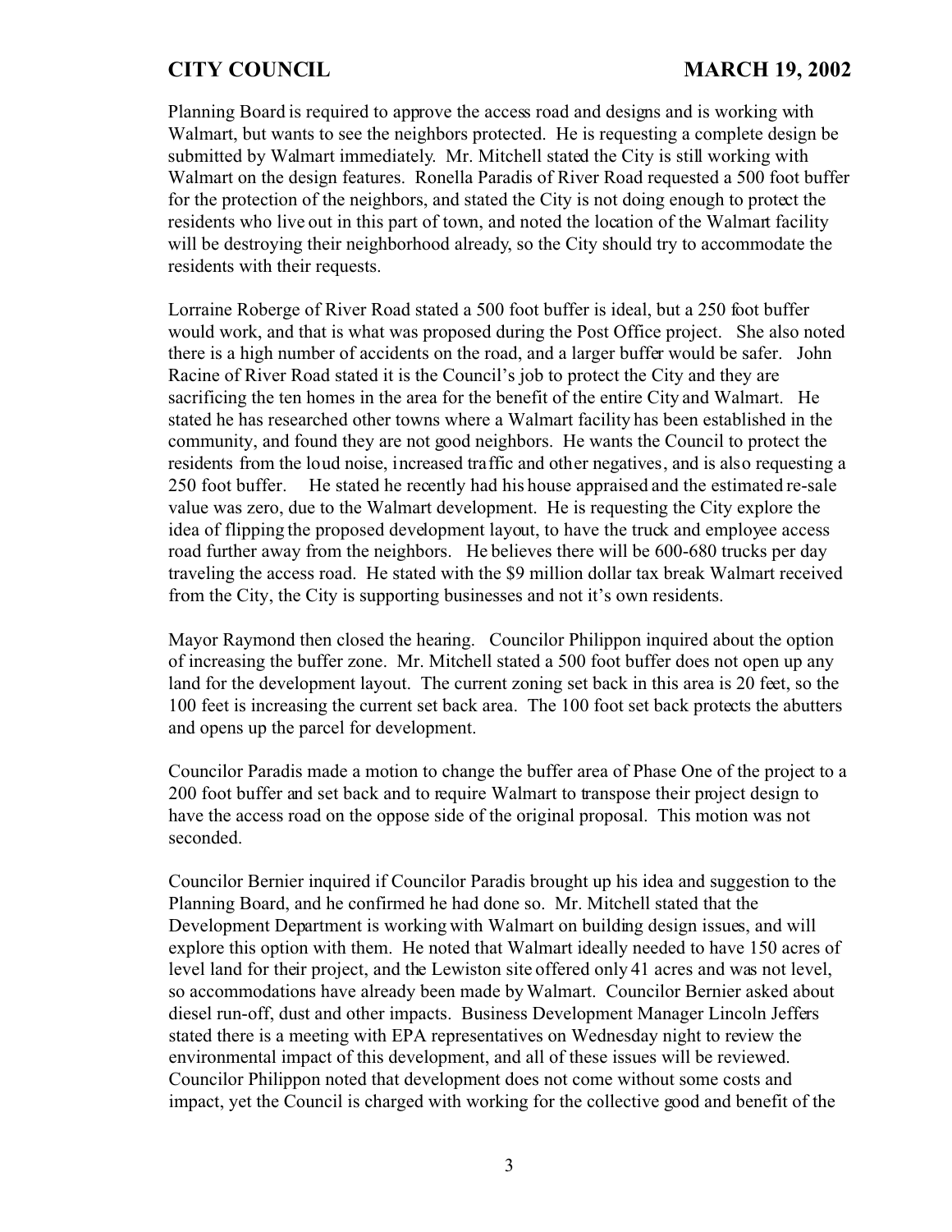Planning Board is required to approve the access road and designs and is working with Walmart, but wants to see the neighbors protected. He is requesting a complete design be submitted by Walmart immediately. Mr. Mitchell stated the City is still working with Walmart on the design features. Ronella Paradis of River Road requested a 500 foot buffer for the protection of the neighbors, and stated the City is not doing enough to protect the residents who live out in this part of town, and noted the location of the Walmart facility will be destroying their neighborhood already, so the City should try to accommodate the residents with their requests.

Lorraine Roberge of River Road stated a 500 foot buffer is ideal, but a 250 foot buffer would work, and that is what was proposed during the Post Office project. She also noted there is a high number of accidents on the road, and a larger buffer would be safer. John Racine of River Road stated it is the Council's job to protect the City and they are sacrificing the ten homes in the area for the benefit of the entire City and Walmart. He stated he has researched other towns where a Walmart facility has been established in the community, and found they are not good neighbors. He wants the Council to protect the residents from the loud noise, increased traffic and other negatives, and is also requesting a 250 foot buffer. He stated he recently had his house appraised and the estimated re-sale value was zero, due to the Walmart development. He is requesting the City explore the idea of flipping the proposed development layout, to have the truck and employee access road further away from the neighbors. He believes there will be 600-680 trucks per day traveling the access road. He stated with the $9 million dollar tax break Walmart received from the City, the City is supporting businesses and not it's own residents.

Mayor Raymond then closed the hearing. Councilor Philippon inquired about the option of increasing the buffer zone. Mr. Mitchell stated a 500 foot buffer does not open up any land for the development layout. The current zoning set back in this area is 20 feet, so the 100 feet is increasing the current set back area. The 100 foot set back protects the abutters and opens up the parcel for development.

Councilor Paradis made a motion to change the buffer area of Phase One of the project to a 200 foot buffer and set back and to require Walmart to transpose their project design to have the access road on the oppose side of the original proposal. This motion was not seconded.

Councilor Bernier inquired if Councilor Paradis brought up his idea and suggestion to the Planning Board, and he confirmed he had done so. Mr. Mitchell stated that the Development Department is working with Walmart on building design issues, and will explore this option with them. He noted that Walmart ideally needed to have 150 acres of level land for their project, and the Lewiston site offered only 41 acres and was not level, so accommodations have already been made by Walmart. Councilor Bernier asked about diesel run-off, dust and other impacts. Business Development Manager Lincoln Jeffers stated there is a meeting with EPA representatives on Wednesday night to review the environmental impact of this development, and all of these issues will be reviewed. Councilor Philippon noted that development does not come without some costs and impact, yet the Council is charged with working for the collective good and benefit of the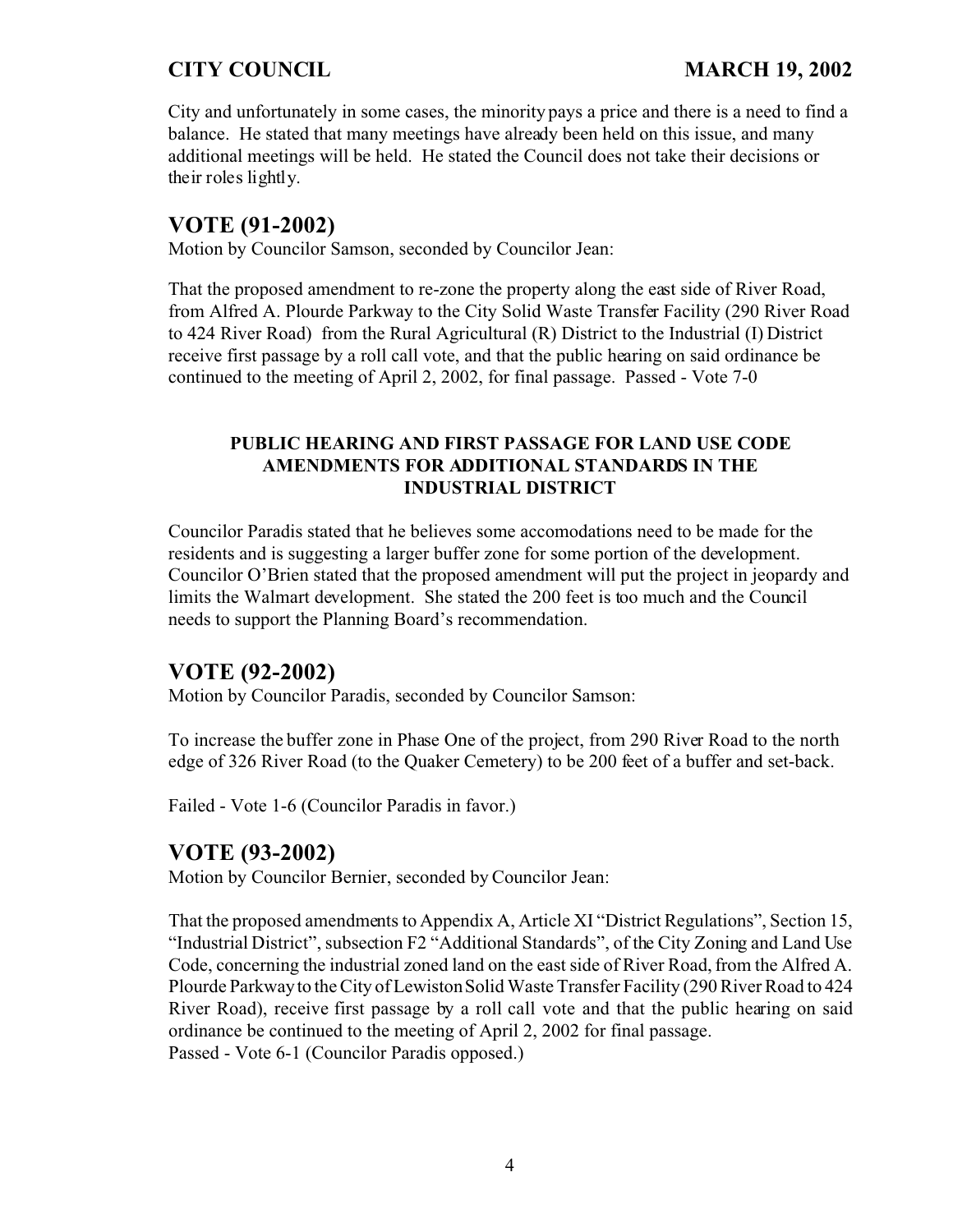City and unfortunately in some cases, the minority pays a price and there is a need to find a balance. He stated that many meetings have already been held on this issue, and many additional meetings will be held. He stated the Council does not take their decisions or their roles lightly.

## VOTE (91-2002)

Motion by Councilor Samson, seconded by Councilor Jean:

That the proposed amendment to re-zone the property along the east side of River Road, from Alfred A. Plourde Parkway to the City Solid Waste Transfer Facility (290 River Road to 424 River Road) from the Rural Agricultural (R) District to the Industrial (I) District receive first passage by a roll call vote, and that the public hearing on said ordinance be continued to the meeting of April 2, 2002, for final passage. Passed - Vote 7-0

### PUBLIC HEARING AND FIRST PASSAGE FOR LAND USE CODE AMENDMENTS FOR ADDITIONAL STANDARDS IN THE INDUSTRIAL DISTRICT

Councilor Paradis stated that he believes some accomodations need to be made for the residents and is suggesting a larger buffer zone for some portion of the development. Councilor O'Brien stated that the proposed amendment will put the project in jeopardy and limits the Walmart development. She stated the 200 feet is too much and the Council needs to support the Planning Board's recommendation.

## VOTE (92-2002)

Motion by Councilor Paradis, seconded by Councilor Samson:

To increase the buffer zone in Phase One of the project, from 290 River Road to the north edge of 326 River Road (to the Quaker Cemetery) to be 200 feet of a buffer and set-back.

Failed - Vote 1-6 (Councilor Paradis in favor.)

## VOTE (93-2002)

Motion by Councilor Bernier, seconded by Councilor Jean:

That the proposed amendments to Appendix A, Article XI "District Regulations", Section 15, "Industrial District", subsection F2 "Additional Standards", of the City Zoning and Land Use Code, concerning the industrial zoned land on the east side of River Road, from the Alfred A. Plourde Parkway to the City of Lewiston Solid Waste Transfer Facility (290 River Road to 424 River Road), receive first passage by a roll call vote and that the public hearing on said ordinance be continued to the meeting of April 2, 2002 for final passage.
Passed - Vote 6-1 (Councilor Paradis opposed.)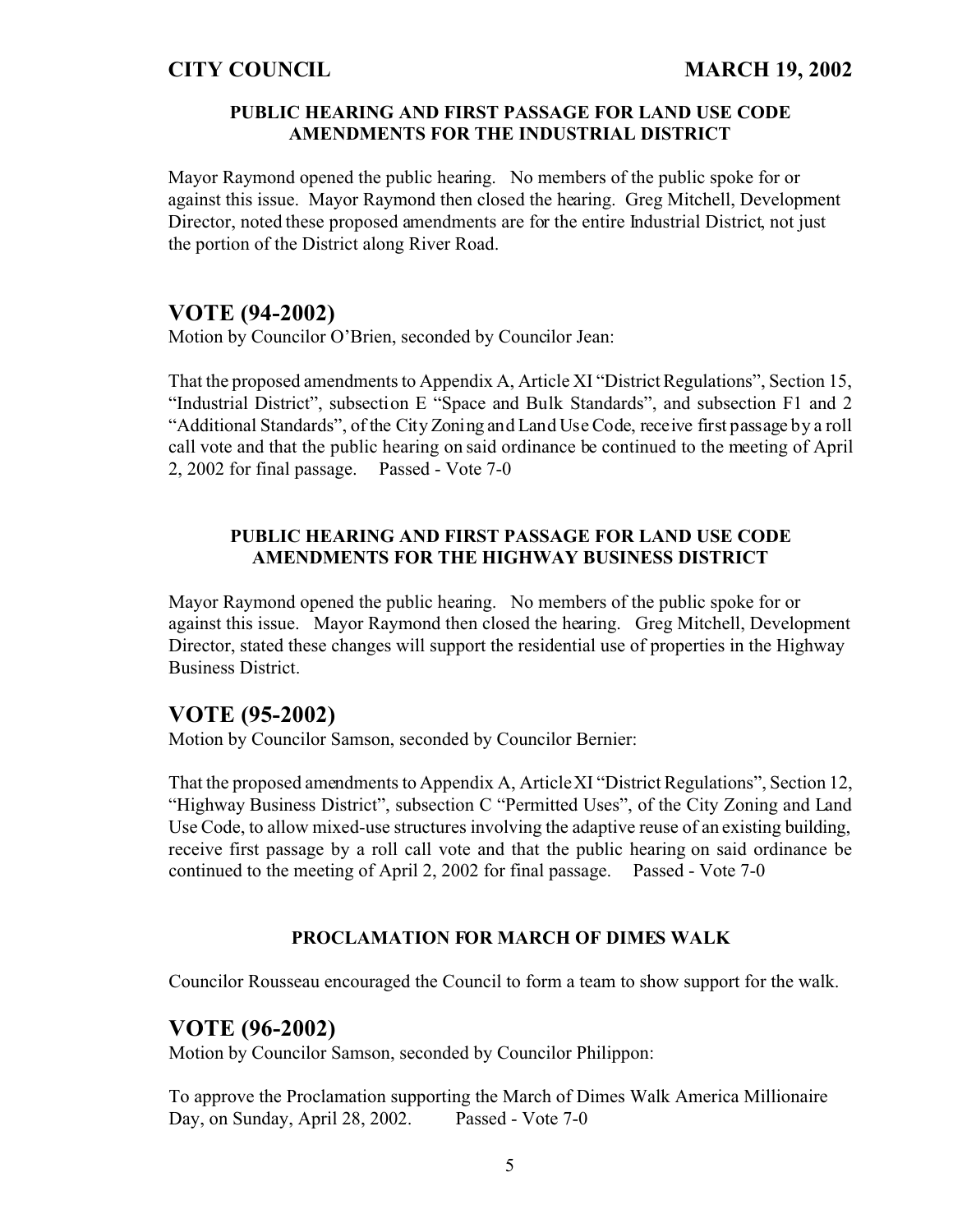#### PUBLIC HEARING AND FIRST PASSAGE FOR LAND USE CODE AMENDMENTS FOR THE INDUSTRIAL DISTRICT

Mayor Raymond opened the public hearing. No members of the public spoke for or against this issue. Mayor Raymond then closed the hearing. Greg Mitchell, Development Director, noted these proposed amendments are for the entire Industrial District, not just the portion of the District along River Road.

## VOTE (94-2002)

Motion by Councilor O'Brien, seconded by Councilor Jean:

That the proposed amendments to Appendix A, Article XI "District Regulations", Section 15, "Industrial District", subsection E "Space and Bulk Standards", and subsection F1 and 2 "Additional Standards", of the City Zoning and Land Use Code, receive first passage by a roll call vote and that the public hearing on said ordinance be continued to the meeting of April 2, 2002 for final passage. Passed - Vote 7-0

#### PUBLIC HEARING AND FIRST PASSAGE FOR LAND USE CODE AMENDMENTS FOR THE HIGHWAY BUSINESS DISTRICT

Mayor Raymond opened the public hearing. No members of the public spoke for or against this issue. Mayor Raymond then closed the hearing. Greg Mitchell, Development Director, stated these changes will support the residential use of properties in the Highway Business District.

## VOTE (95-2002)

Motion by Councilor Samson, seconded by Councilor Bernier:

That the proposed amendments to Appendix A, Article XI "District Regulations", Section 12, "Highway Business District", subsection C "Permitted Uses", of the City Zoning and Land Use Code, to allow mixed-use structures involving the adaptive reuse of an existing building, receive first passage by a roll call vote and that the public hearing on said ordinance be continued to the meeting of April 2, 2002 for final passage. Passed - Vote 7-0

#### PROCLAMATION FOR MARCH OF DIMES WALK

Councilor Rousseau encouraged the Council to form a team to show support for the walk.

## VOTE (96-2002)

Motion by Councilor Samson, seconded by Councilor Philippon:

To approve the Proclamation supporting the March of Dimes Walk America Millionaire Day, on Sunday, April 28, 2002. Passed - Vote 7-0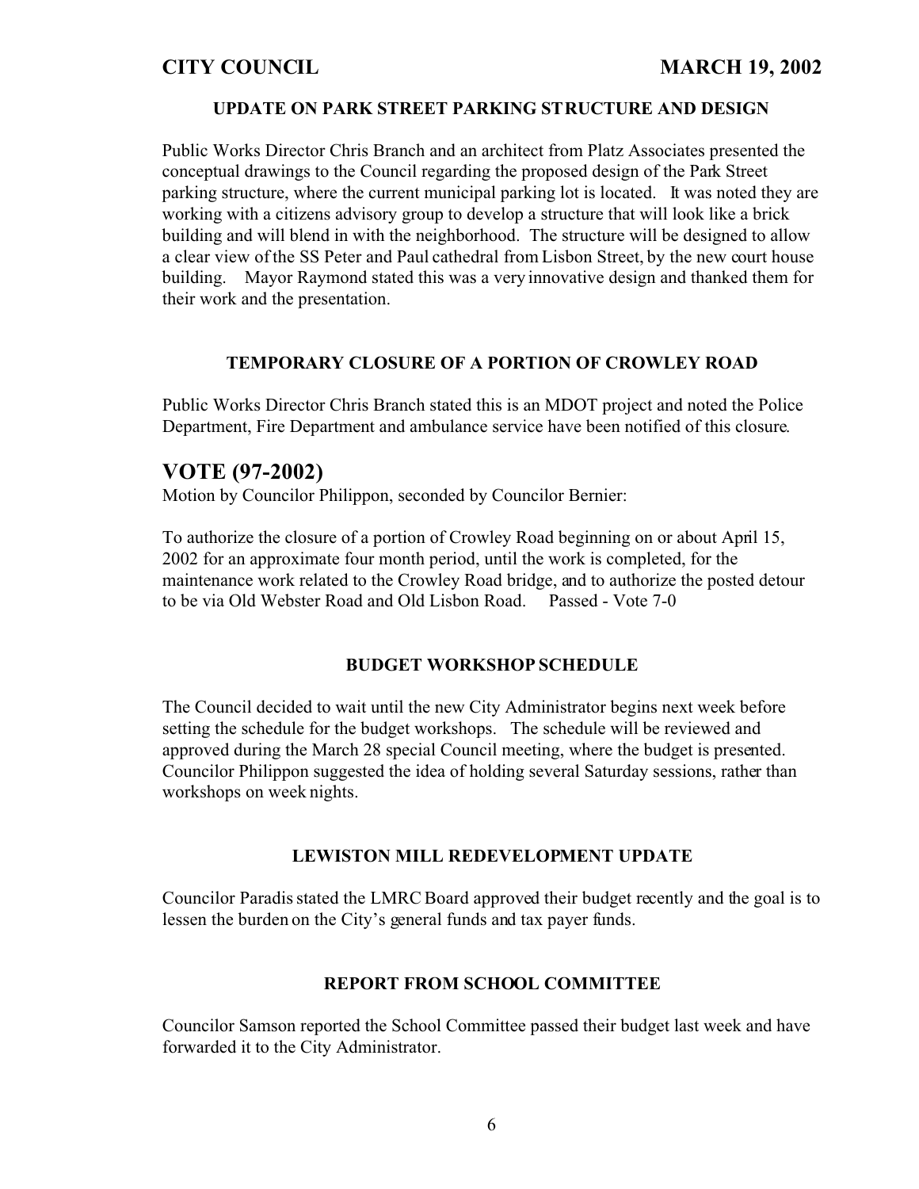### UPDATE ON PARK STREET PARKING STRUCTURE AND DESIGN

Public Works Director Chris Branch and an architect from Platz Associates presented the conceptual drawings to the Council regarding the proposed design of the Park Street parking structure, where the current municipal parking lot is located. It was noted they are working with a citizens advisory group to develop a structure that will look like a brick building and will blend in with the neighborhood. The structure will be designed to allow a clear view of the SS Peter and Paul cathedral from Lisbon Street, by the new court house building. Mayor Raymond stated this was a very innovative design and thanked them for their work and the presentation.

### TEMPORARY CLOSURE OF A PORTION OF CROWLEY ROAD

Public Works Director Chris Branch stated this is an MDOT project and noted the Police Department, Fire Department and ambulance service have been notified of this closure.

## VOTE (97-2002)

Motion by Councilor Philippon, seconded by Councilor Bernier:

To authorize the closure of a portion of Crowley Road beginning on or about April 15, 2002 for an approximate four month period, until the work is completed, for the maintenance work related to the Crowley Road bridge, and to authorize the posted detour to be via Old Webster Road and Old Lisbon Road. Passed - Vote 7-0

### BUDGET WORKSHOP SCHEDULE

The Council decided to wait until the new City Administrator begins next week before setting the schedule for the budget workshops. The schedule will be reviewed and approved during the March 28 special Council meeting, where the budget is presented. Councilor Philippon suggested the idea of holding several Saturday sessions, rather than workshops on week nights.

### LEWISTON MILL REDEVELOPMENT UPDATE

Councilor Paradis stated the LMRC Board approved their budget recently and the goal is to lessen the burden on the City's general funds and tax payer funds.

### REPORT FROM SCHOOL COMMITTEE

Councilor Samson reported the School Committee passed their budget last week and have forwarded it to the City Administrator.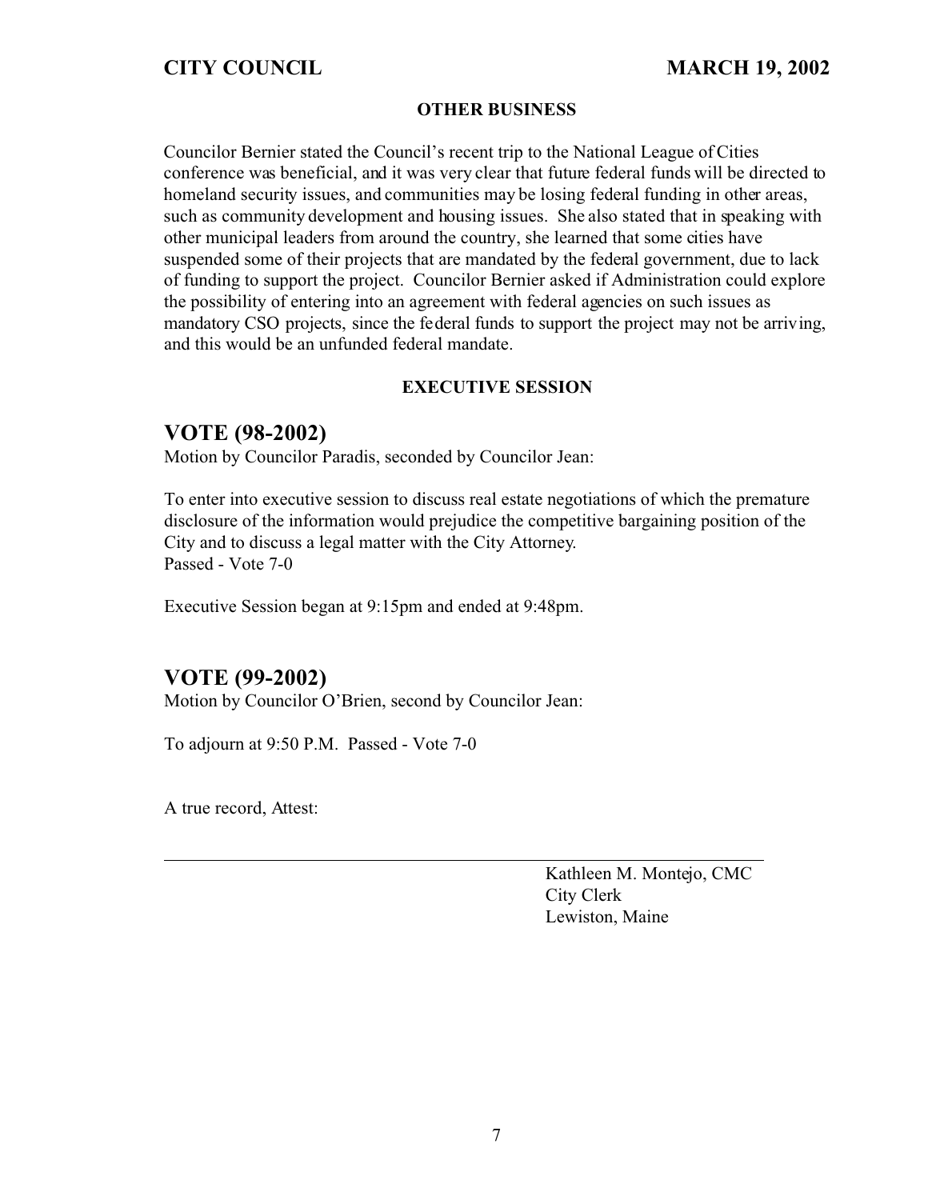### OTHER BUSINESS

Councilor Bernier stated the Council's recent trip to the National League of Cities conference was beneficial, and it was very clear that future federal funds will be directed to homeland security issues, and communities may be losing federal funding in other areas, such as community development and housing issues. She also stated that in speaking with other municipal leaders from around the country, she learned that some cities have suspended some of their projects that are mandated by the federal government, due to lack of funding to support the project. Councilor Bernier asked if Administration could explore the possibility of entering into an agreement with federal agencies on such issues as mandatory CSO projects, since the federal funds to support the project may not be arriving, and this would be an unfunded federal mandate.

### EXECUTIVE SESSION

## VOTE (98-2002)

Motion by Councilor Paradis, seconded by Councilor Jean:

To enter into executive session to discuss real estate negotiations of which the premature disclosure of the information would prejudice the competitive bargaining position of the City and to discuss a legal matter with the City Attorney.
Passed - Vote 7-0

Executive Session began at 9:15pm and ended at 9:48pm.

## VOTE (99-2002)

Motion by Councilor O'Brien, second by Councilor Jean:

To adjourn at 9:50 P.M. Passed - Vote 7-0

A true record, Attest:

Kathleen M. Montejo, CMC
City Clerk
Lewiston, Maine